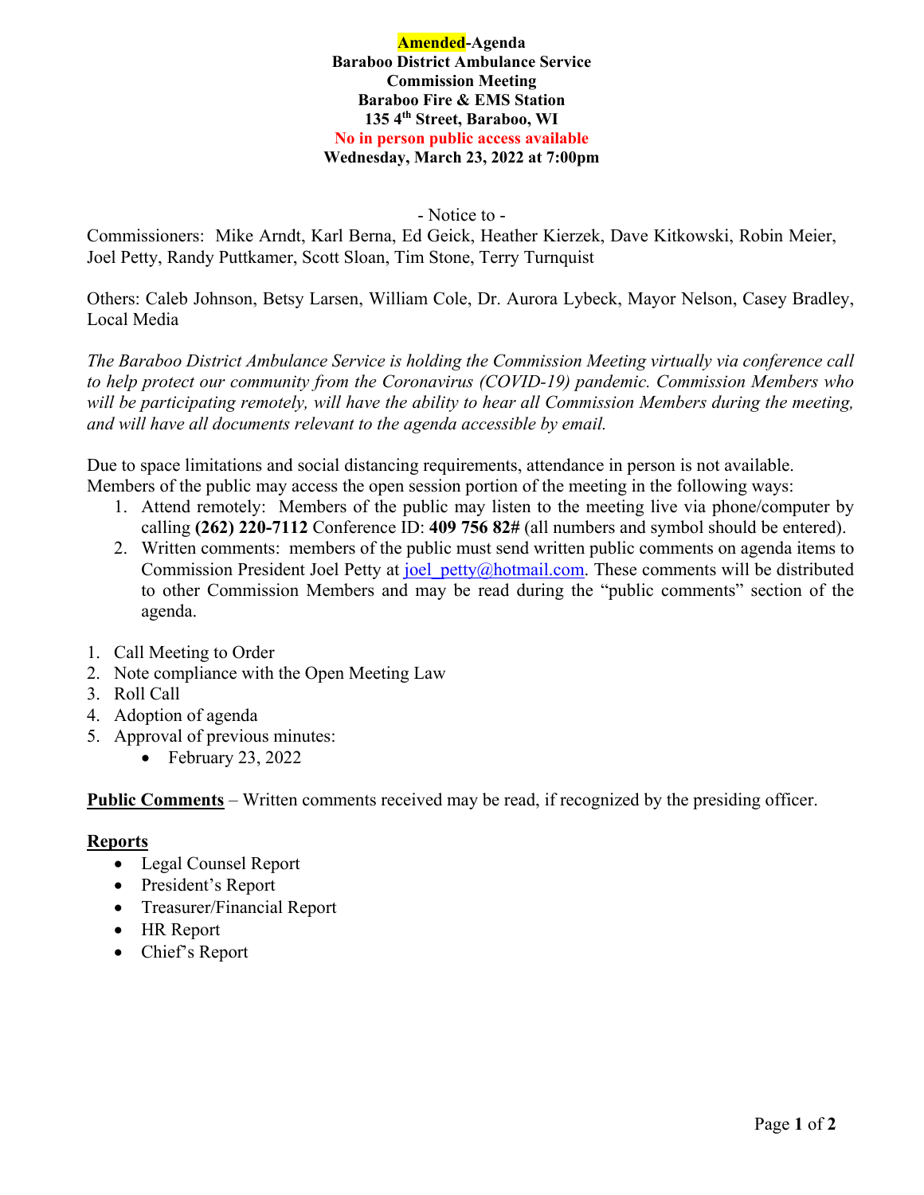**Amended-Agenda**
**Baraboo District Ambulance Service**
**Commission Meeting**
**Baraboo Fire & EMS Station**
**135 4th Street, Baraboo, WI**
**No in person public access available**
**Wednesday, March 23, 2022 at 7:00pm**

\- Notice to -

Commissioners: Mike Arndt, Karl Berna, Ed Geick, Heather Kierzek, Dave Kitkowski, Robin Meier, Joel Petty, Randy Puttkamer, Scott Sloan, Tim Stone, Terry Turnquist

Others: Caleb Johnson, Betsy Larsen, William Cole, Dr. Aurora Lybeck, Mayor Nelson, Casey Bradley, Local Media

*The Baraboo District Ambulance Service is holding the Commission Meeting virtually via conference call to help protect our community from the Coronavirus (COVID-19) pandemic. Commission Members who will be participating remotely, will have the ability to hear all Commission Members during the meeting, and will have all documents relevant to the agenda accessible by email.*

Due to space limitations and social distancing requirements, attendance in person is not available. Members of the public may access the open session portion of the meeting in the following ways:

1. Attend remotely: Members of the public may listen to the meeting live via phone/computer by calling **(262) 220-7112** Conference ID: **409 756 82#** (all numbers and symbol should be entered).
2. Written comments: members of the public must send written public comments on agenda items to Commission President Joel Petty at joel_petty@hotmail.com. These comments will be distributed to other Commission Members and may be read during the "public comments" section of the agenda.

1. Call Meeting to Order
2. Note compliance with the Open Meeting Law
3. Roll Call
4. Adoption of agenda
5. Approval of previous minutes:
   - February 23, 2022

**Public Comments** – Written comments received may be read, if recognized by the presiding officer.

**Reports**

- Legal Counsel Report
- President's Report
- Treasurer/Financial Report
- HR Report
- Chief's Report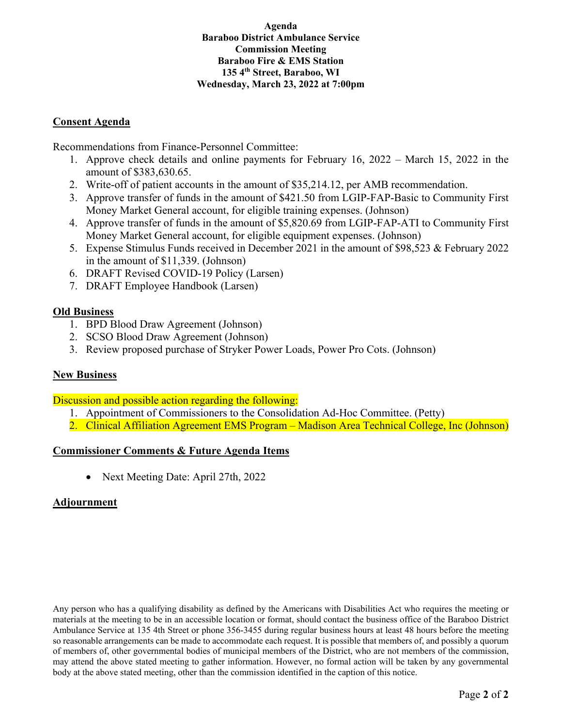**Agenda**
**Baraboo District Ambulance Service**
**Commission Meeting**
**Baraboo Fire & EMS Station**
**135 4th Street, Baraboo, WI**
**Wednesday, March 23, 2022 at 7:00pm**

## Consent Agenda

Recommendations from Finance-Personnel Committee:

1. Approve check details and online payments for February 16, 2022 – March 15, 2022 in the amount of $383,630.65.
2. Write-off of patient accounts in the amount of $35,214.12, per AMB recommendation.
3. Approve transfer of funds in the amount of $421.50 from LGIP-FAP-Basic to Community First Money Market General account, for eligible training expenses. (Johnson)
4. Approve transfer of funds in the amount of $5,820.69 from LGIP-FAP-ATI to Community First Money Market General account, for eligible equipment expenses. (Johnson)
5. Expense Stimulus Funds received in December 2021 in the amount of $98,523 & February 2022 in the amount of $11,339. (Johnson)
6. DRAFT Revised COVID-19 Policy (Larsen)
7. DRAFT Employee Handbook (Larsen)

## Old Business

1. BPD Blood Draw Agreement (Johnson)
2. SCSO Blood Draw Agreement (Johnson)
3. Review proposed purchase of Stryker Power Loads, Power Pro Cots. (Johnson)

## New Business

Discussion and possible action regarding the following:

1. Appointment of Commissioners to the Consolidation Ad-Hoc Committee. (Petty)
2. Clinical Affiliation Agreement EMS Program – Madison Area Technical College, Inc (Johnson)

## Commissioner Comments & Future Agenda Items

- Next Meeting Date: April 27th, 2022

## Adjournment

Any person who has a qualifying disability as defined by the Americans with Disabilities Act who requires the meeting or materials at the meeting to be in an accessible location or format, should contact the business office of the Baraboo District Ambulance Service at 135 4th Street or phone 356-3455 during regular business hours at least 48 hours before the meeting so reasonable arrangements can be made to accommodate each request. It is possible that members of, and possibly a quorum of members of, other governmental bodies of municipal members of the District, who are not members of the commission, may attend the above stated meeting to gather information. However, no formal action will be taken by any governmental body at the above stated meeting, other than the commission identified in the caption of this notice.